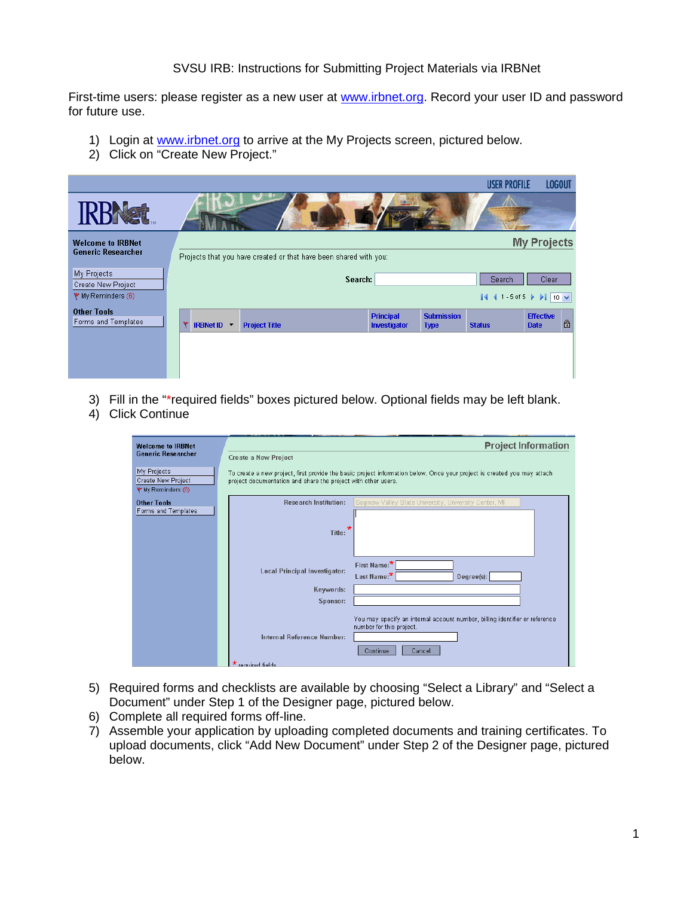SVSU IRB: Instructions for Submitting Project Materials via IRBNet

First-time users: please register as a new user at [www.irbnet.org](http://www.irbnet.org). Record your user ID and password for future use.

1) Login at [www.irbnet.org](http://www.irbnet.org) to arrive at the My Projects screen, pictured below.
2) Click on "Create New Project."

3) Fill in the "*required fields" boxes pictured below. Optional fields may be left blank.
4) Click Continue

5) Required forms and checklists are available by choosing "Select a Library" and "Select a Document" under Step 1 of the Designer page, pictured below.
6) Complete all required forms off-line.
7) Assemble your application by uploading completed documents and training certificates. To upload documents, click "Add New Document" under Step 2 of the Designer page, pictured below.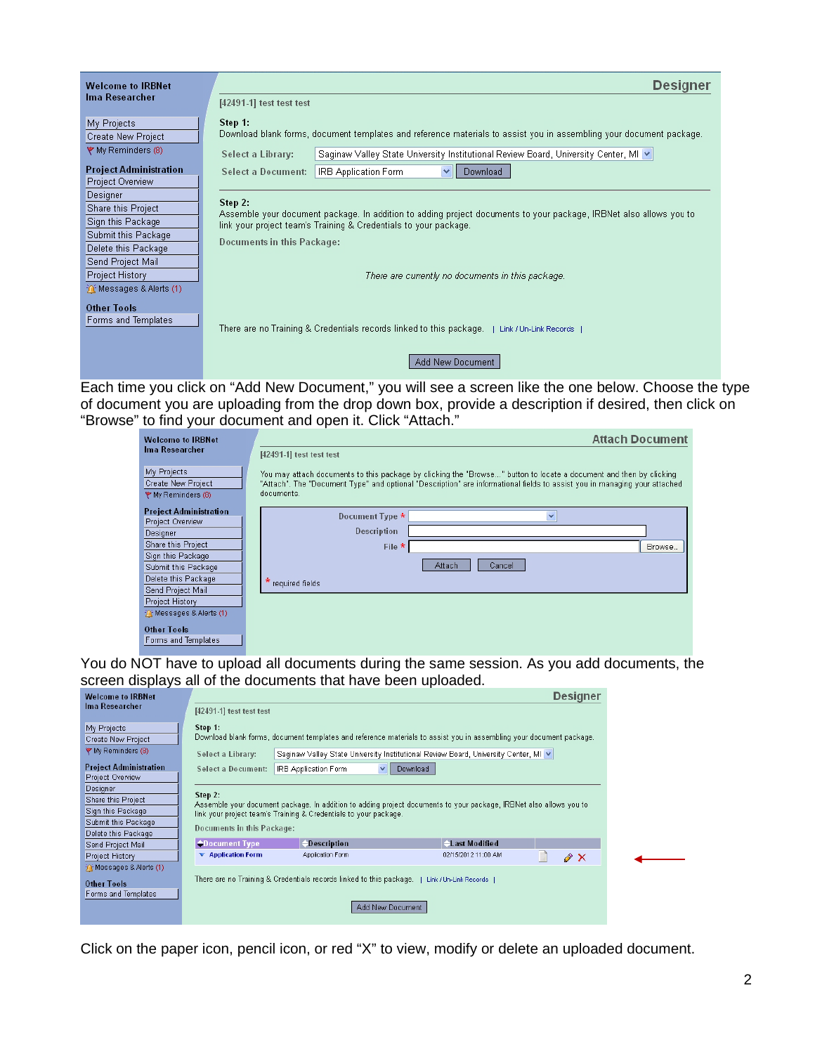Welcome to IRBNet
Ima Researcher

My Projects
Create New Project
My Reminders (8)

**Project Administration**
Project Overview
Designer
Share this Project
Sign this Package
Submit this Package
Delete this Package
Send Project Mail
Project History
Messages & Alerts (1)

**Other Tools**
Forms and Templates

**Designer**

[42491-1] test test test

**Step 1:**
Download blank forms, document templates and reference materials to assist you in assembling your document package.

Select a Library: Saginaw Valley State Unversity Institutional Review Board, University Center, MI

Select a Document: IRB Application Form [Download]

**Step 2:**
Assemble your document package. In addition to adding project documents to your package, IRBNet also allows you to link your project team's Training & Credentials to your package.

**Documents in this Package:**

*There are currently no documents in this package.*

There are no Training & Credentials records linked to this package. | Link / Un-Link Records |

[Add New Document]

Each time you click on "Add New Document," you will see a screen like the one below. Choose the type of document you are uploading from the drop down box, provide a description if desired, then click on "Browse" to find your document and open it. Click "Attach."

**Attach Document**

[42491-1] test test test

You may attach documents to this package by clicking the "Browse..." button to locate a document and then by clicking "Attach". The "Document Type" and optional "Description" are informational fields to assist you in managing your attached documents.

Document Type *
Description
File * [Browse...]

[Attach] [Cancel]

* required fields

You do NOT have to upload all documents during the same session. As you add documents, the screen displays all of the documents that have been uploaded.

**Designer**

[42491-1] test test test

**Step 1:**
Download blank forms, document templates and reference materials to assist you in assembling your document package.

Select a Library: Saginaw Valley State Unversity Institutional Review Board, University Center, MI

Select a Document: IRB Application Form [Download]

**Step 2:**
Assemble your document package. In addition to adding project documents to your package, IRBNet also allows you to link your project team's Training & Credentials to your package.

**Documents in this Package:**

| Document Type | Description | Last Modified | |
|---|---|---|---|
| Application Form | Application Form | 02/15/2012 11:00 AM | |

There are no Training & Credentials records linked to this package. | Link / Un-Link Records |

[Add New Document]

Click on the paper icon, pencil icon, or red "X" to view, modify or delete an uploaded document.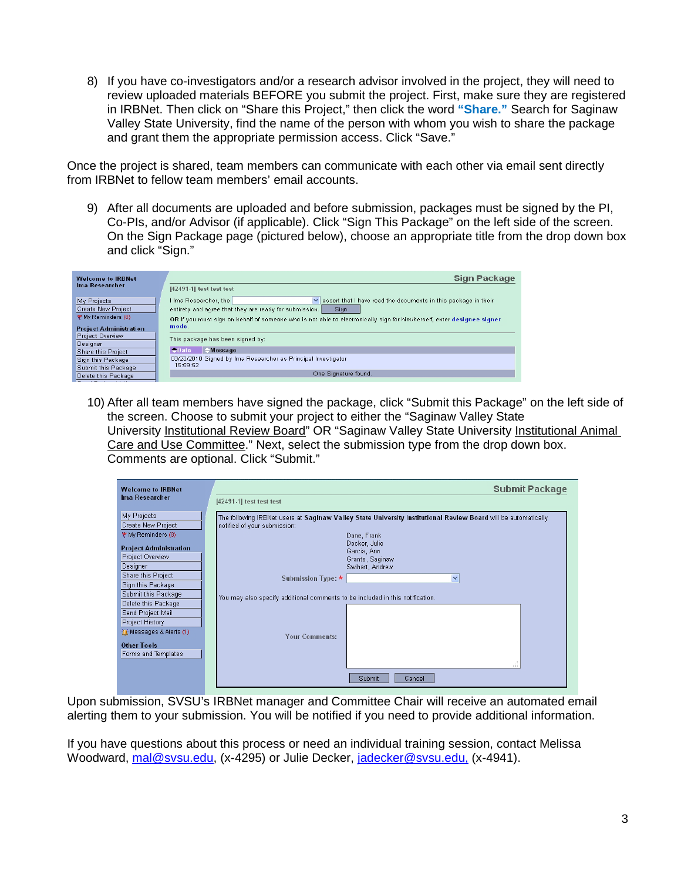8) If you have co-investigators and/or a research advisor involved in the project, they will need to review uploaded materials BEFORE you submit the project. First, make sure they are registered in IRBNet. Then click on "Share this Project," then click the word **"Share."** Search for Saginaw Valley State University, find the name of the person with whom you wish to share the package and grant them the appropriate permission access. Click "Save."

Once the project is shared, team members can communicate with each other via email sent directly from IRBNet to fellow team members' email accounts.

9) After all documents are uploaded and before submission, packages must be signed by the PI, Co-PIs, and/or Advisor (if applicable). Click "Sign This Package" on the left side of the screen. On the Sign Package page (pictured below), choose an appropriate title from the drop down box and click "Sign."

10) After all team members have signed the package, click "Submit this Package" on the left side of the screen. Choose to submit your project to either the "Saginaw Valley State University Institutional Review Board" OR "Saginaw Valley State University Institutional Animal Care and Use Committee." Next, select the submission type from the drop down box. Comments are optional. Click "Submit."

Upon submission, SVSU's IRBNet manager and Committee Chair will receive an automated email alerting them to your submission. You will be notified if you need to provide additional information.

If you have questions about this process or need an individual training session, contact Melissa Woodward, mal@svsu.edu, (x-4295) or Julie Decker, jadecker@svsu.edu, (x-4941).